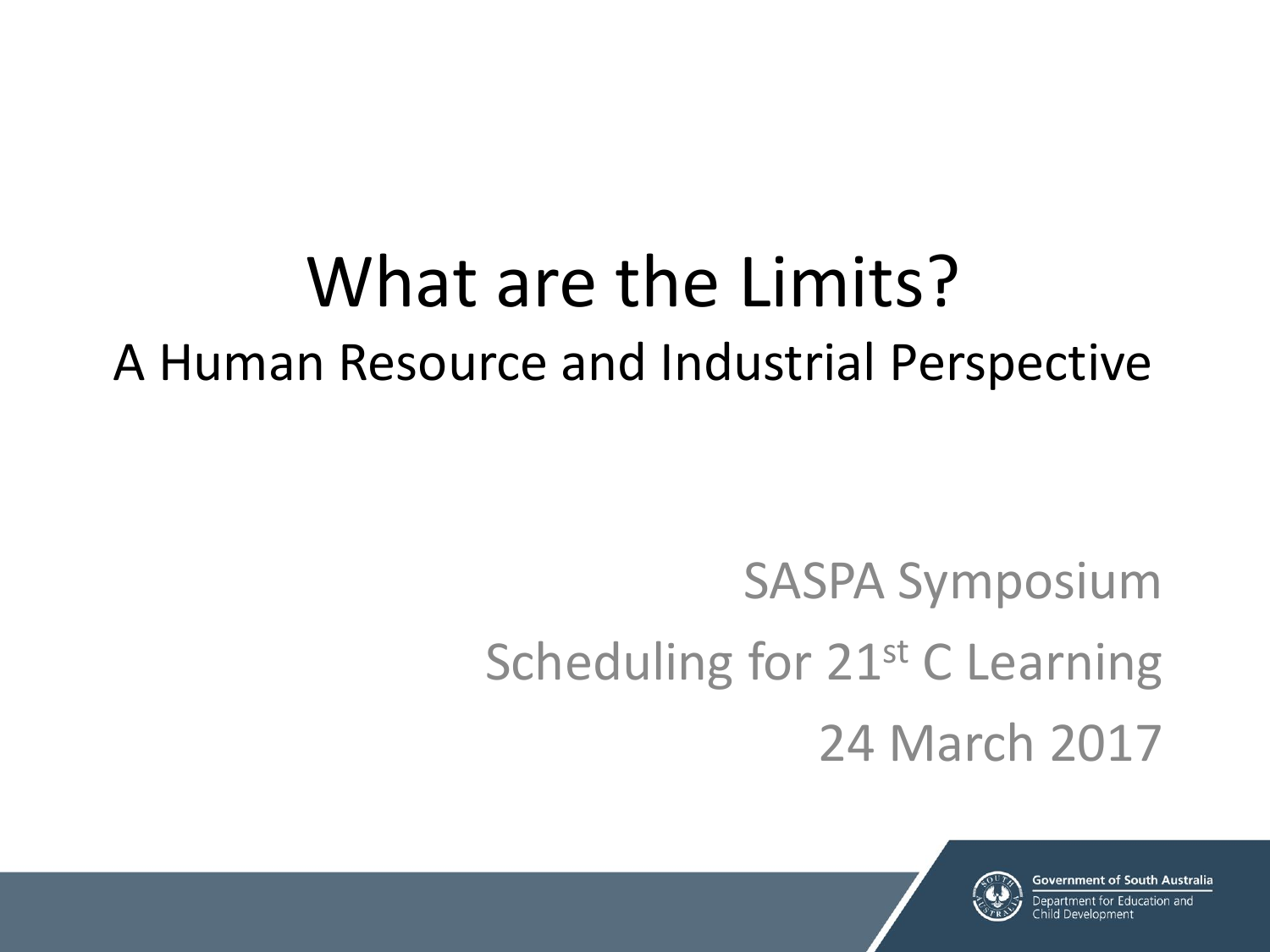# What are the Limits?

## A Human Resource and Industrial Perspective

SASPA Symposium

Scheduling for 21st C Learning

24 March 2017

Government of South Australia

Department for Education and Child Development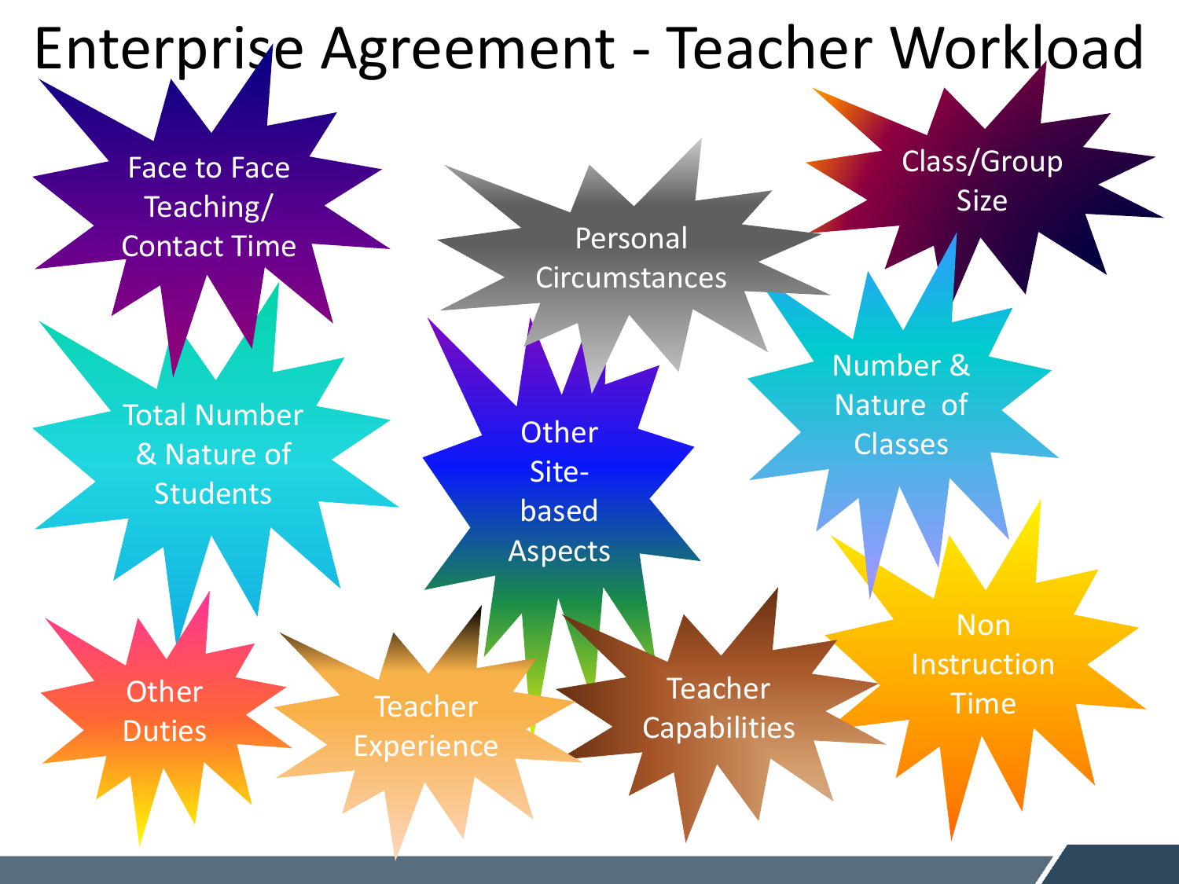# Enterprise Agreement - Teacher Workload

- Face to Face Teaching/ Contact Time
- Personal Circumstances
- Class/Group Size
- Total Number & Nature of Students
- Other Site-based Aspects
- Number & Nature of Classes
- Other Duties
- Teacher Experience
- Teacher Capabilities
- Non Instruction Time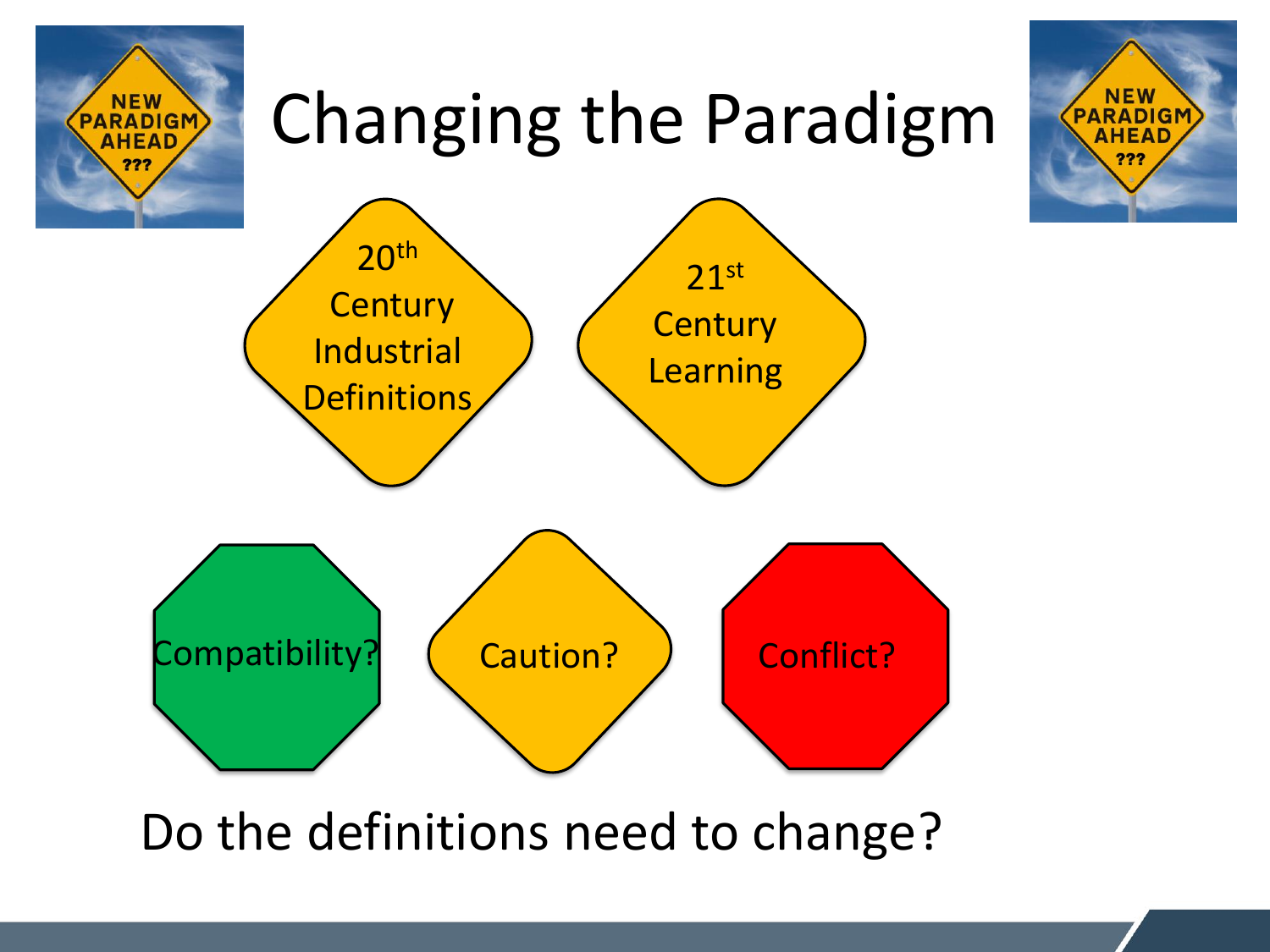# Changing the Paradigm

20th Century Industrial Definitions

21st Century Learning

Compatibility?

Caution?

Conflict?

Do the definitions need to change?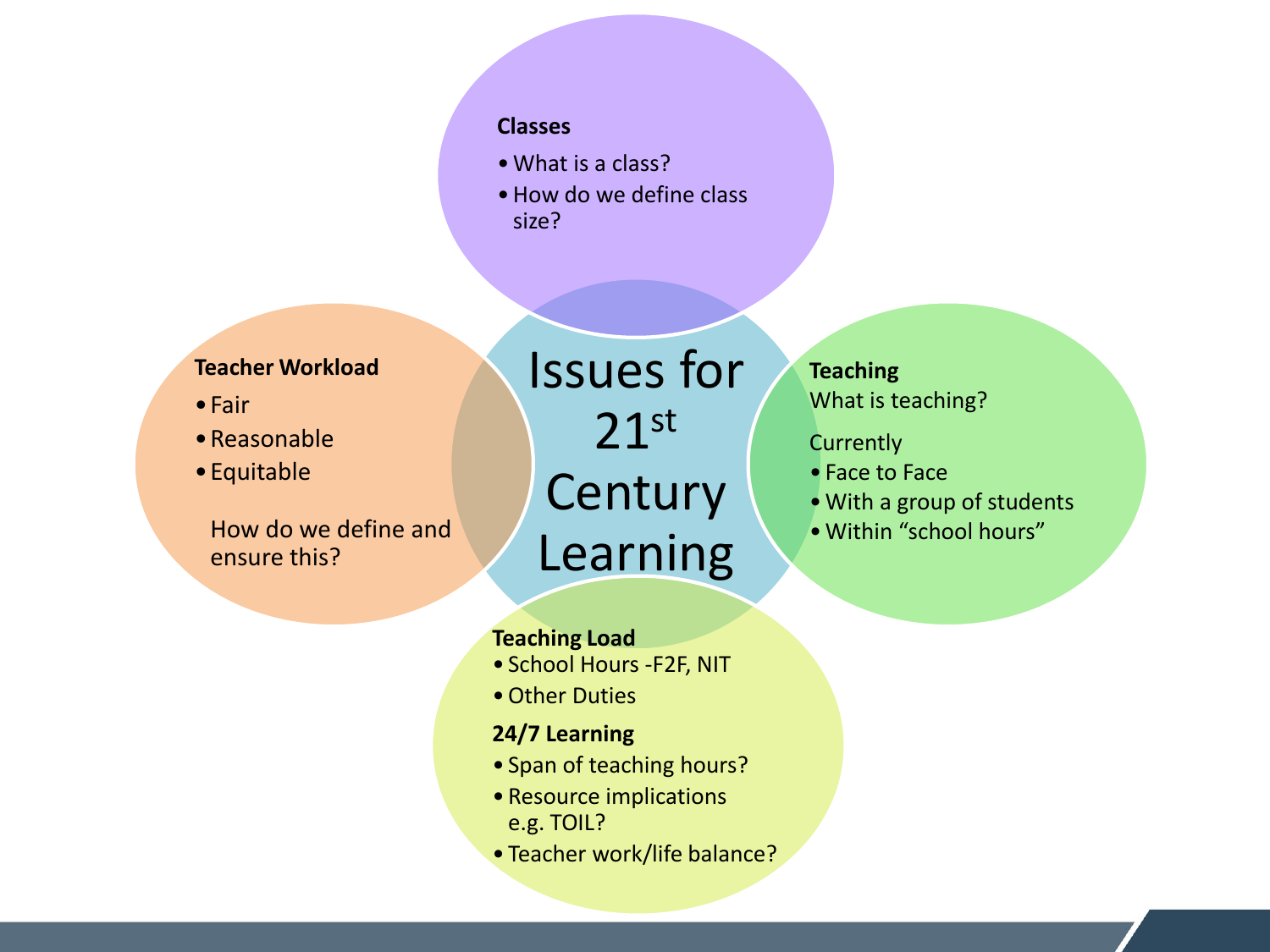# Issues for 21st Century Learning

**Classes**

- What is a class?
- How do we define class size?

**Teacher Workload**

- Fair
- Reasonable
- Equitable

How do we define and ensure this?

**Teaching**

What is teaching?

Currently

- Face to Face
- With a group of students
- Within “school hours”

**Teaching Load**

- School Hours -F2F, NIT
- Other Duties

**24/7 Learning**

- Span of teaching hours?
- Resource implications e.g. TOIL?
- Teacher work/life balance?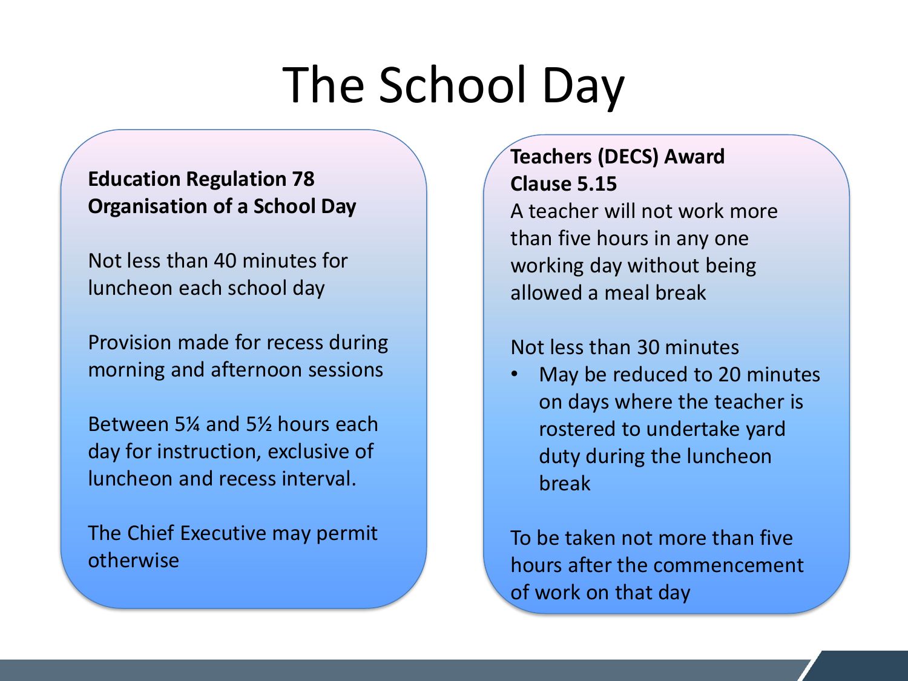# The School Day

**Education Regulation 78**
**Organisation of a School Day**

Not less than 40 minutes for luncheon each school day

Provision made for recess during morning and afternoon sessions

Between 5¼ and 5½ hours each day for instruction, exclusive of luncheon and recess interval.

The Chief Executive may permit otherwise

**Teachers (DECS) Award**
**Clause 5.15**

A teacher will not work more than five hours in any one working day without being allowed a meal break

Not less than 30 minutes

- May be reduced to 20 minutes on days where the teacher is rostered to undertake yard duty during the luncheon break

To be taken not more than five hours after the commencement of work on that day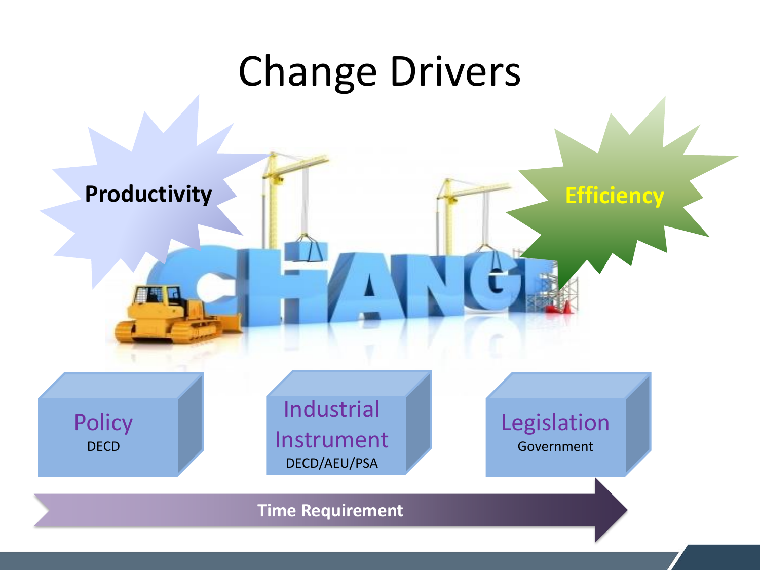# Change Drivers

Productivity

Efficiency

Policy
DECD

Industrial Instrument
DECD/AEU/PSA

Legislation
Government

Time Requirement